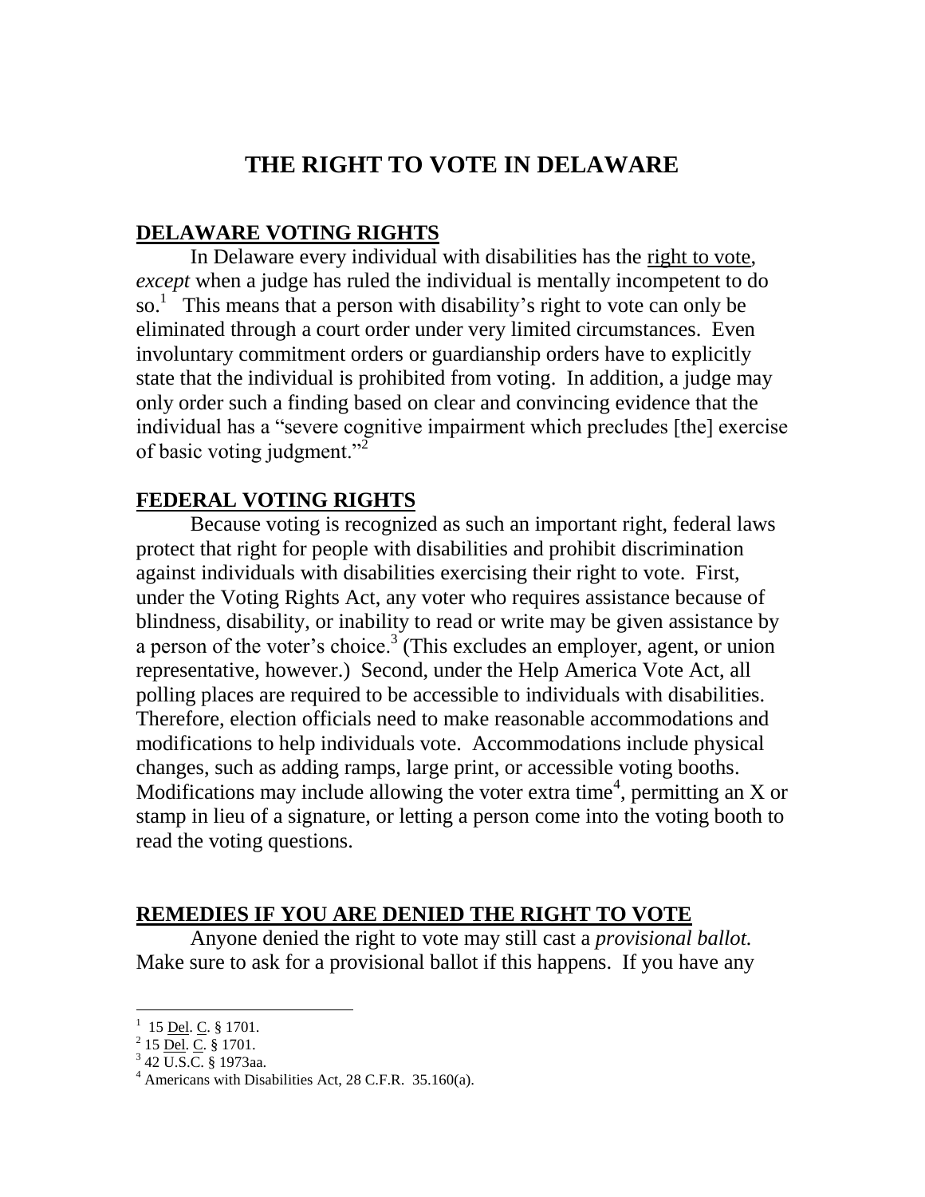# THE RIGHT TO VOTE IN DELAWARE

## DELAWARE VOTING RIGHTS

In Delaware every individual with disabilities has the right to vote, *except* when a judge has ruled the individual is mentally incompetent to do so.[1] This means that a person with disability's right to vote can only be eliminated through a court order under very limited circumstances. Even involuntary commitment orders or guardianship orders have to explicitly state that the individual is prohibited from voting. In addition, a judge may only order such a finding based on clear and convincing evidence that the individual has a "severe cognitive impairment which precludes [the] exercise of basic voting judgment."[2]

## FEDERAL VOTING RIGHTS

Because voting is recognized as such an important right, federal laws protect that right for people with disabilities and prohibit discrimination against individuals with disabilities exercising their right to vote. First, under the Voting Rights Act, any voter who requires assistance because of blindness, disability, or inability to read or write may be given assistance by a person of the voter's choice.[3] (This excludes an employer, agent, or union representative, however.) Second, under the Help America Vote Act, all polling places are required to be accessible to individuals with disabilities. Therefore, election officials need to make reasonable accommodations and modifications to help individuals vote. Accommodations include physical changes, such as adding ramps, large print, or accessible voting booths. Modifications may include allowing the voter extra time[4], permitting an X or stamp in lieu of a signature, or letting a person come into the voting booth to read the voting questions.

## REMEDIES IF YOU ARE DENIED THE RIGHT TO VOTE

Anyone denied the right to vote may still cast a *provisional ballot.* Make sure to ask for a provisional ballot if this happens. If you have any

---

[1] 15 Del. C. § 1701.
[2] 15 Del. C. § 1701.
[3] 42 U.S.C. § 1973aa.
[4] Americans with Disabilities Act, 28 C.F.R. 35.160(a).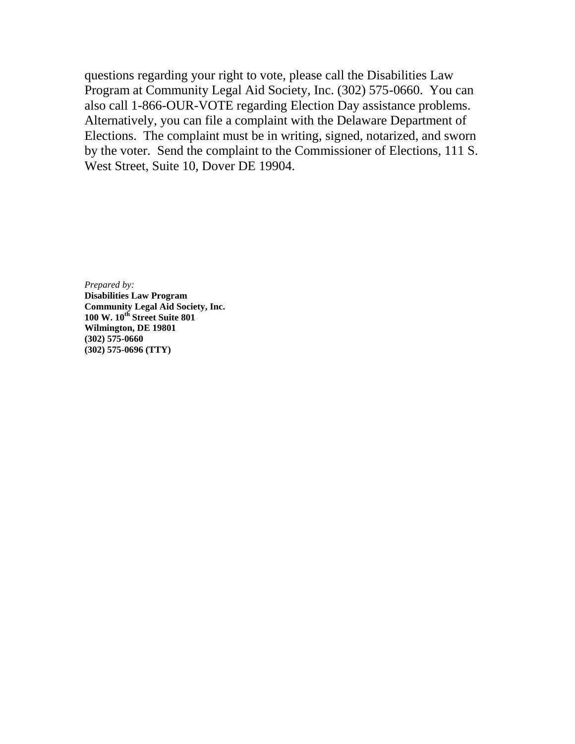questions regarding your right to vote, please call the Disabilities Law Program at Community Legal Aid Society, Inc. (302) 575-0660. You can also call 1-866-OUR-VOTE regarding Election Day assistance problems. Alternatively, you can file a complaint with the Delaware Department of Elections. The complaint must be in writing, signed, notarized, and sworn by the voter. Send the complaint to the Commissioner of Elections, 111 S. West Street, Suite 10, Dover DE 19904.

*Prepared by:*
**Disabilities Law Program**
**Community Legal Aid Society, Inc.**
**100 W. 10th Street Suite 801**
**Wilmington, DE 19801**
**(302) 575-0660**
**(302) 575-0696 (TTY)**